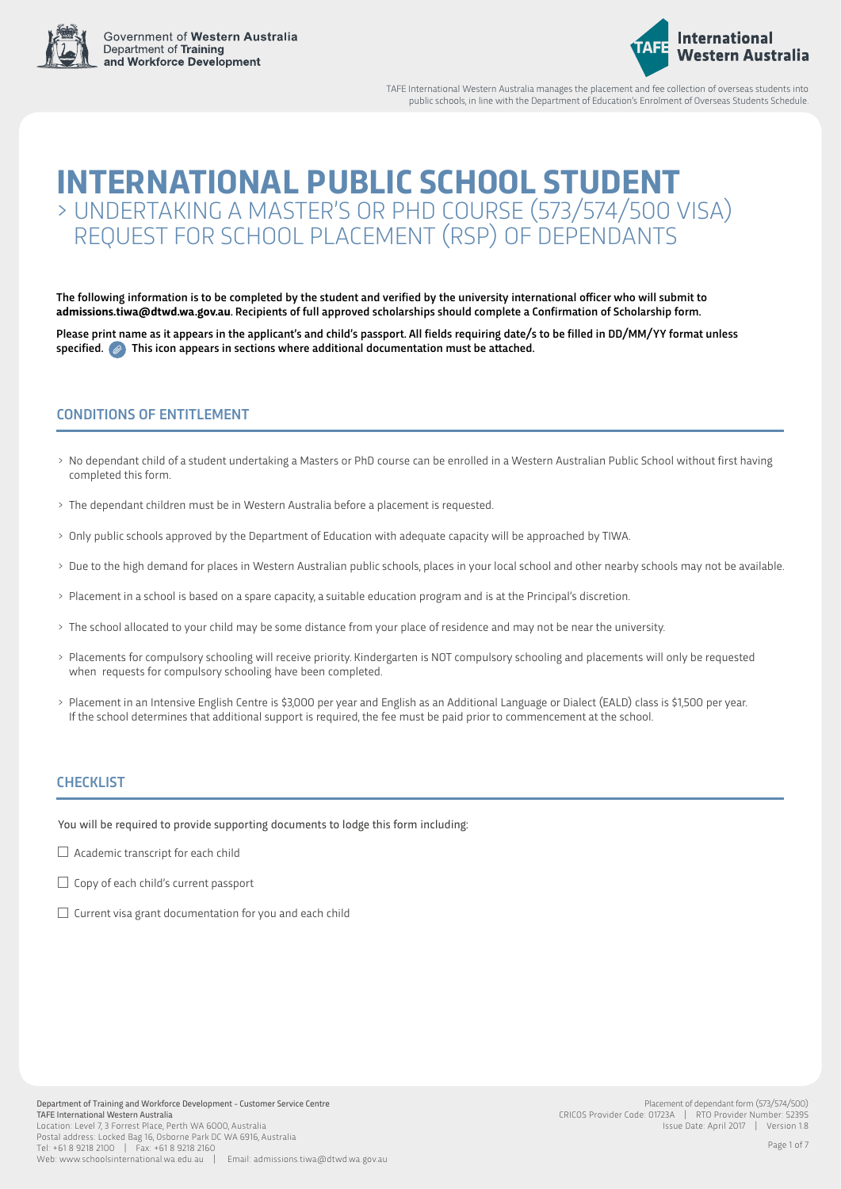TAFE International Western Australia manages the placement and fee collection of overseas students into public schools, in line with the Department of Education's Enrolment of Overseas Students Schedule.

# INTERNATIONAL PUBLIC SCHOOL STUDENT

## > UNDERTAKING A MASTER'S OR PHD COURSE (573/574/500 VISA) REQUEST FOR SCHOOL PLACEMENT (RSP) OF DEPENDANTS

**The following information is to be completed by the student and verified by the university international officer who will submit to admissions.tiwa@dtwd.wa.gov.au. Recipients of full approved scholarships should complete a Confirmation of Scholarship form.**

**Please print name as it appears in the applicant's and child's passport. All fields requiring date/s to be filled in DD/MM/YY format unless specified. This icon appears in sections where additional documentation must be attached.**

### CONDITIONS OF ENTITLEMENT

- No dependant child of a student undertaking a Masters or PhD course can be enrolled in a Western Australian Public School without first having completed this form.
- The dependant children must be in Western Australia before a placement is requested.
- Only public schools approved by the Department of Education with adequate capacity will be approached by TIWA.
- Due to the high demand for places in Western Australian public schools, places in your local school and other nearby schools may not be available.
- Placement in a school is based on a spare capacity, a suitable education program and is at the Principal's discretion.
- The school allocated to your child may be some distance from your place of residence and may not be near the university.
- Placements for compulsory schooling will receive priority. Kindergarten is NOT compulsory schooling and placements will only be requested when requests for compulsory schooling have been completed.
- Placement in an Intensive English Centre is $3,000 per year and English as an Additional Language or Dialect (EALD) class is $1,500 per year. If the school determines that additional support is required, the fee must be paid prior to commencement at the school.

### CHECKLIST

You will be required to provide supporting documents to lodge this form including:

- ☐ Academic transcript for each child
- ☐ Copy of each child's current passport
- ☐ Current visa grant documentation for you and each child

**Department of Training and Workforce Development - Customer Service Centre**
**TAFE International Western Australia**
Location: Level 7, 3 Forrest Place, Perth WA 6000, Australia
Postal address: Locked Bag 16, Osborne Park DC WA 6916, Australia
Tel: +61 8 9218 2100 | Fax: +61 8 9218 2160
Web: www.schoolsinternational.wa.edu.au | Email: admissions.tiwa@dtwd.wa.gov.au

Placement of dependant form (573/574/500)
CRICOS Provider Code: 01723A | RTO Provider Number: 52395
Issue Date: April 2017 | Version 1.8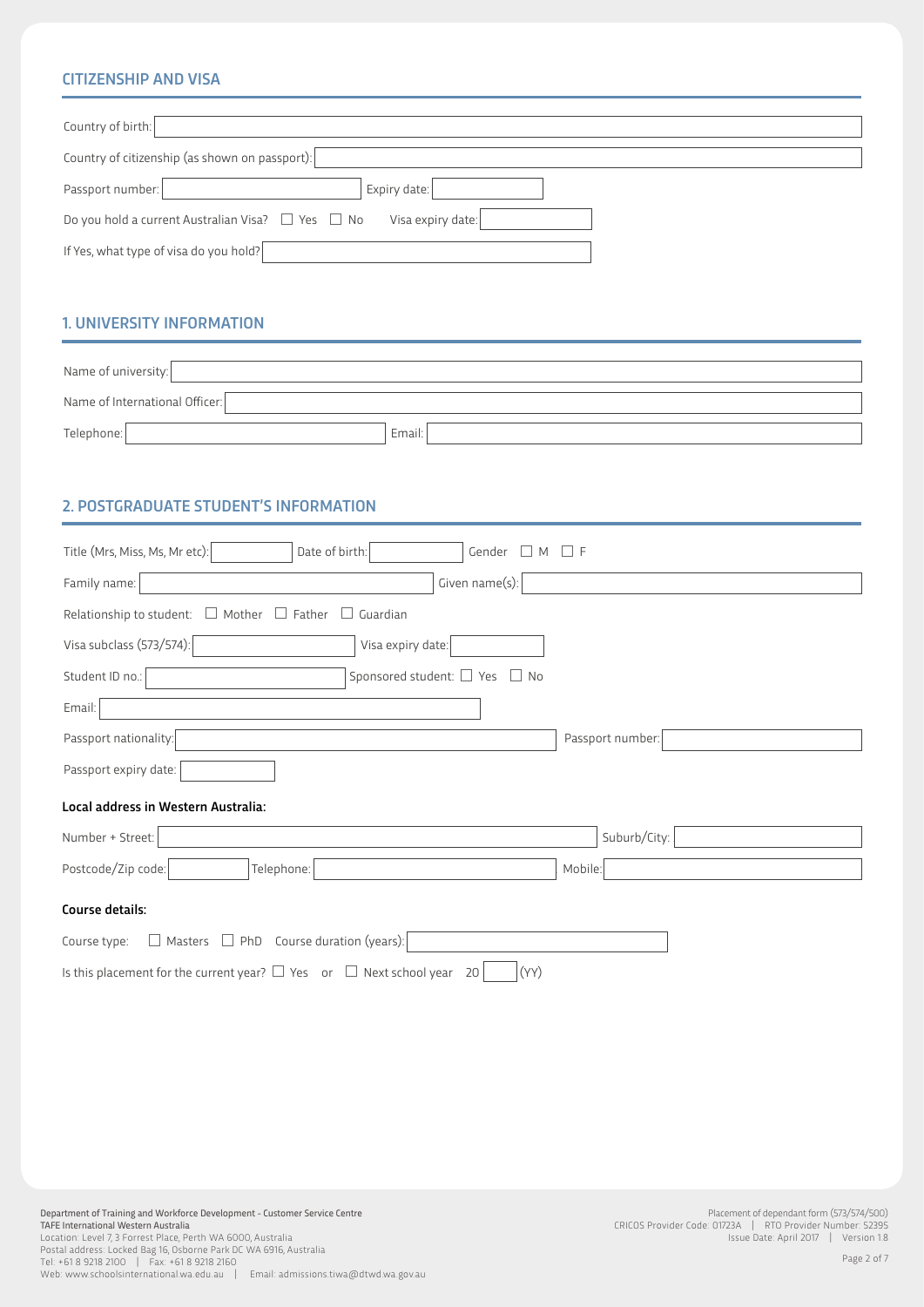## CITIZENSHIP AND VISA

Country of birth:

Country of citizenship (as shown on passport):

Passport number: Expiry date:

Do you hold a current Australian Visa? ☐ Yes ☐ No Visa expiry date:

If Yes, what type of visa do you hold?

## 1. UNIVERSITY INFORMATION

Name of university:

Name of International Officer:

Telephone: Email:

## 2. POSTGRADUATE STUDENT'S INFORMATION

Title (Mrs, Miss, Ms, Mr etc): Date of birth: Gender ☐ M ☐ F

Family name: Given name(s):

Relationship to student: ☐ Mother ☐ Father ☐ Guardian

Visa subclass (573/574): Visa expiry date:

Student ID no.: Sponsored student: ☐ Yes ☐ No

Email:

Passport nationality: Passport number:

Passport expiry date:

**Local address in Western Australia:**

Number + Street: Suburb/City:

Postcode/Zip code: Telephone: Mobile:

**Course details:**

Course type: ☐ Masters ☐ PhD Course duration (years):

Is this placement for the current year? ☐ Yes or ☐ Next school year 20 (YY)

Department of Training and Workforce Development - Customer Service Centre
TAFE International Western Australia
Location: Level 7, 3 Forrest Place, Perth WA 6000, Australia
Postal address: Locked Bag 16, Osborne Park DC WA 6916, Australia
Tel: +61 8 9218 2100 | Fax: +61 8 9218 2160
Web: www.schoolsinternational.wa.edu.au | Email: admissions.tiwa@dtwd.wa.gov.au

Placement of dependant form (573/574/500)
CRICOS Provider Code: 01723A | RTO Provider Number: 52395
Issue Date: April 2017 | Version 1.8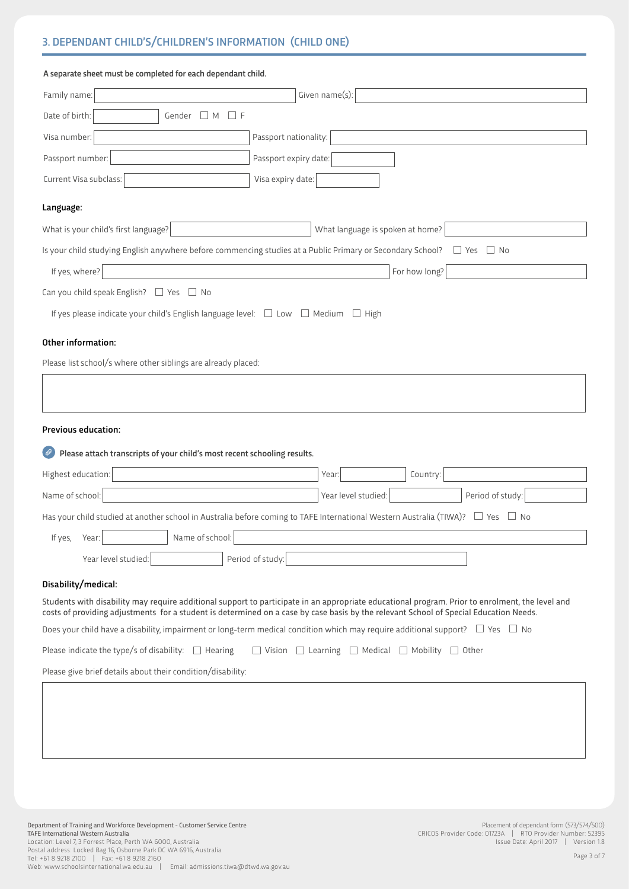## 3. DEPENDANT CHILD'S/CHILDREN'S INFORMATION (CHILD ONE)

**A separate sheet must be completed for each dependant child.**

Family name: ____________ Given name(s): ____________

Date of birth: ____________ Gender ☐ M ☐ F

Visa number: ____________ Passport nationality: ____________

Passport number: ____________ Passport expiry date: ____________

Current Visa subclass: ____________ Visa expiry date: ____________

### Language:

What is your child's first language? ____________ What language is spoken at home? ____________

Is your child studying English anywhere before commencing studies at a Public Primary or Secondary School? ☐ Yes ☐ No

If yes, where? ____________ For how long? ____________

Can you child speak English? ☐ Yes ☐ No

If yes please indicate your child's English language level: ☐ Low ☐ Medium ☐ High

### Other information:

Please list school/s where other siblings are already placed:

____________

### Previous education:

**Please attach transcripts of your child's most recent schooling results.**

Highest education: ____________ Year: ____________ Country: ____________

Name of school: ____________ Year level studied: ____________ Period of study: ____________

Has your child studied at another school in Australia before coming to TAFE International Western Australia (TIWA)? ☐ Yes ☐ No

If yes, Year: ____________ Name of school: ____________

Year level studied: ____________ Period of study: ____________

### Disability/medical:

Students with disability may require additional support to participate in an appropriate educational program. Prior to enrolment, the level and costs of providing adjustments for a student is determined on a case by case basis by the relevant School of Special Education Needs.

Does your child have a disability, impairment or long-term medical condition which may require additional support? ☐ Yes ☐ No

Please indicate the type/s of disability: ☐ Hearing ☐ Vision ☐ Learning ☐ Medical ☐ Mobility ☐ Other

Please give brief details about their condition/disability:

____________

Department of Training and Workforce Development - Customer Service Centre
TAFE International Western Australia
Location: Level 7, 3 Forrest Place, Perth WA 6000, Australia
Postal address: Locked Bag 16, Osborne Park DC WA 6916, Australia
Tel: +61 8 9218 2100 | Fax: +61 8 9218 2160
Web: www.schoolsinternational.wa.edu.au | Email: admissions.tiwa@dtwd.wa.gov.au

Placement of dependant form (573/574/500)
CRICOS Provider Code: 01723A | RTO Provider Number: 52395
Issue Date: April 2017 | Version 1.8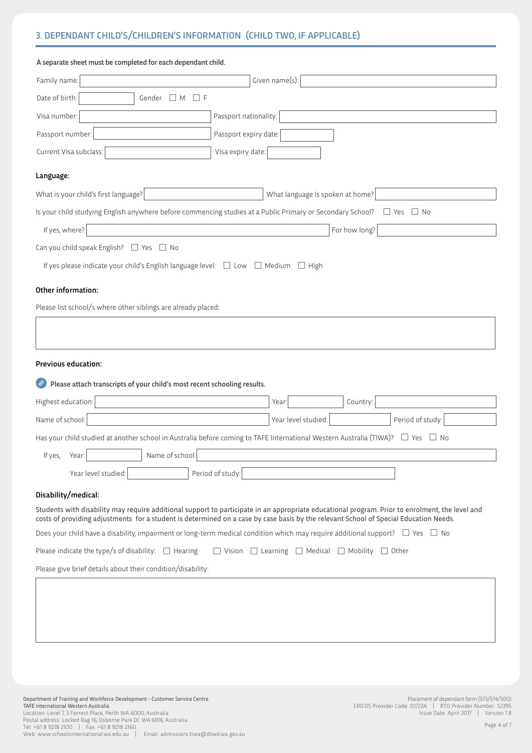## 3. DEPENDANT CHILD'S/CHILDREN'S INFORMATION (CHILD TWO, IF APPLICABLE)

**A separate sheet must be completed for each dependant child.**

Family name: ______ Given name(s): ______

Date of birth: ______ Gender ☐ M ☐ F

Visa number: ______ Passport nationality: ______

Passport number: ______ Passport expiry date: ______

Current Visa subclass: ______ Visa expiry date: ______

### Language:

What is your child's first language? ______ What language is spoken at home? ______

Is your child studying English anywhere before commencing studies at a Public Primary or Secondary School? ☐ Yes ☐ No

If yes, where? ______ For how long? ______

Can you child speak English? ☐ Yes ☐ No

If yes please indicate your child's English language level: ☐ Low ☐ Medium ☐ High

### Other information:

Please list school/s where other siblings are already placed:

______

### Previous education:

**Please attach transcripts of your child's most recent schooling results.**

Highest education: ______ Year: ______ Country: ______

Name of school: ______ Year level studied: ______ Period of study: ______

Has your child studied at another school in Australia before coming to TAFE International Western Australia (TIWA)? ☐ Yes ☐ No

If yes, Year: ______ Name of school: ______

Year level studied: ______ Period of study: ______

### Disability/medical:

Students with disability may require additional support to participate in an appropriate educational program. Prior to enrolment, the level and costs of providing adjustments for a student is determined on a case by case basis by the relevant School of Special Education Needs.

Does your child have a disability, impairment or long-term medical condition which may require additional support? ☐ Yes ☐ No

Please indicate the type/s of disability: ☐ Hearing ☐ Vision ☐ Learning ☐ Medical ☐ Mobility ☐ Other

Please give brief details about their condition/disability:

______

Department of Training and Workforce Development - Customer Service Centre
TAFE International Western Australia
Location: Level 7, 3 Forrest Place, Perth WA 6000, Australia
Postal address: Locked Bag 16, Osborne Park DC WA 6916, Australia
Tel: +61 8 9218 2100 | Fax: +61 8 9218 2160
Web: www.schoolsinternational.wa.edu.au | Email: admissions.tiwa@dtwd.wa.gov.au

Placement of dependant form (573/574/500)
CRICOS Provider Code: 01723A | RTO Provider Number: 52395
Issue Date: April 2017 | Version 1.8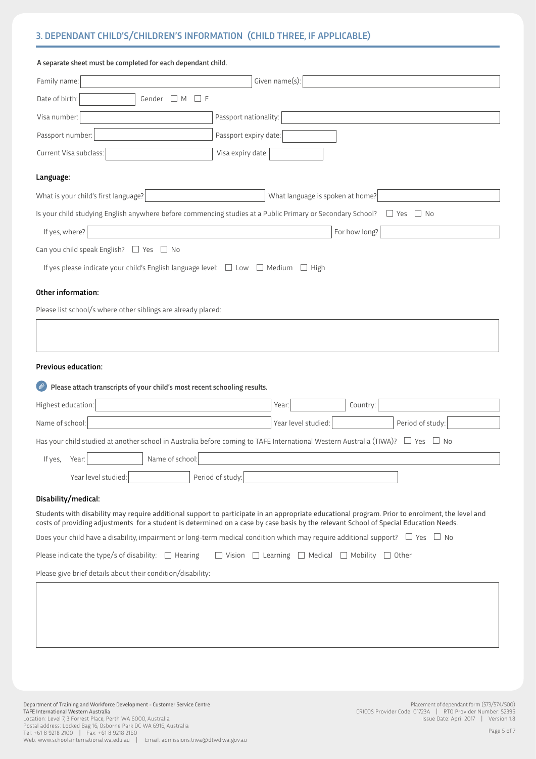## 3. DEPENDANT CHILD'S/CHILDREN'S INFORMATION (CHILD THREE, IF APPLICABLE)

**A separate sheet must be completed for each dependant child.**

Family name: ____________ Given name(s): ____________

Date of birth: ____________ Gender ☐ M ☐ F

Visa number: ____________ Passport nationality: ____________

Passport number: ____________ Passport expiry date: ____________

Current Visa subclass: ____________ Visa expiry date: ____________

### Language:

What is your child's first language? ____________ What language is spoken at home? ____________

Is your child studying English anywhere before commencing studies at a Public Primary or Secondary School? ☐ Yes ☐ No

If yes, where? ____________ For how long? ____________

Can you child speak English? ☐ Yes ☐ No

If yes please indicate your child's English language level: ☐ Low ☐ Medium ☐ High

### Other information:

Please list school/s where other siblings are already placed:

____________

### Previous education:

**Please attach transcripts of your child's most recent schooling results.**

Highest education: ____________ Year: ____________ Country: ____________

Name of school: ____________ Year level studied: ____________ Period of study: ____________

Has your child studied at another school in Australia before coming to TAFE International Western Australia (TIWA)? ☐ Yes ☐ No

If yes, Year: ____________ Name of school: ____________

Year level studied: ____________ Period of study: ____________

### Disability/medical:

Students with disability may require additional support to participate in an appropriate educational program. Prior to enrolment, the level and costs of providing adjustments for a student is determined on a case by case basis by the relevant School of Special Education Needs.

Does your child have a disability, impairment or long-term medical condition which may require additional support? ☐ Yes ☐ No

Please indicate the type/s of disability: ☐ Hearing ☐ Vision ☐ Learning ☐ Medical ☐ Mobility ☐ Other

Please give brief details about their condition/disability:

____________

Department of Training and Workforce Development - Customer Service Centre
TAFE International Western Australia
Location: Level 7, 3 Forrest Place, Perth WA 6000, Australia
Postal address: Locked Bag 16, Osborne Park DC WA 6916, Australia
Tel: +61 8 9218 2100 | Fax: +61 8 9218 2160
Web: www.schoolsinternational.wa.edu.au | Email: admissions.tiwa@dtwd.wa.gov.au

Placement of dependant form (573/574/500)
CRICOS Provider Code: 01723A | RTO Provider Number: 52395
Issue Date: April 2017 | Version 1.8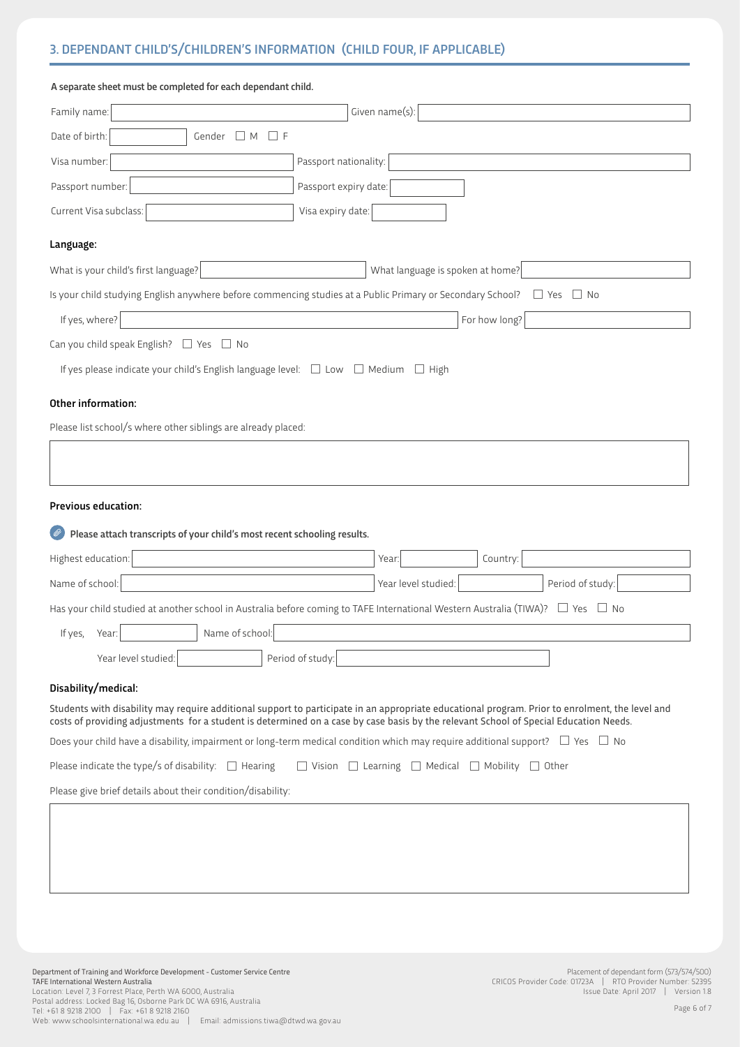## 3. DEPENDANT CHILD'S/CHILDREN'S INFORMATION (CHILD FOUR, IF APPLICABLE)

**A separate sheet must be completed for each dependant child.**

Family name: ______ Given name(s): ______

Date of birth: ______ Gender ☐ M ☐ F

Visa number: ______ Passport nationality: ______

Passport number: ______ Passport expiry date: ______

Current Visa subclass: ______ Visa expiry date: ______

### Language:

What is your child's first language? ______ What language is spoken at home? ______

Is your child studying English anywhere before commencing studies at a Public Primary or Secondary School? ☐ Yes ☐ No

If yes, where? ______ For how long? ______

Can you child speak English? ☐ Yes ☐ No

If yes please indicate your child's English language level: ☐ Low ☐ Medium ☐ High

### Other information:

Please list school/s where other siblings are already placed:

______

### Previous education:

**Please attach transcripts of your child's most recent schooling results.**

Highest education: ______ Year: ______ Country: ______

Name of school: ______ Year level studied: ______ Period of study: ______

Has your child studied at another school in Australia before coming to TAFE International Western Australia (TIWA)? ☐ Yes ☐ No

If yes, Year: ______ Name of school: ______

Year level studied: ______ Period of study: ______

### Disability/medical:

Students with disability may require additional support to participate in an appropriate educational program. Prior to enrolment, the level and costs of providing adjustments for a student is determined on a case by case basis by the relevant School of Special Education Needs.

Does your child have a disability, impairment or long-term medical condition which may require additional support? ☐ Yes ☐ No

Please indicate the type/s of disability: ☐ Hearing ☐ Vision ☐ Learning ☐ Medical ☐ Mobility ☐ Other

Please give brief details about their condition/disability:

______

Department of Training and Workforce Development - Customer Service Centre
TAFE International Western Australia
Location: Level 7, 3 Forrest Place, Perth WA 6000, Australia
Postal address: Locked Bag 16, Osborne Park DC WA 6916, Australia
Tel: +61 8 9218 2100 | Fax: +61 8 9218 2160
Web: www.schoolsinternational.wa.edu.au | Email: admissions.tiwa@dtwd.wa.gov.au

Placement of dependant form (573/574/500)
CRICOS Provider Code: 01723A | RTO Provider Number: 52395
Issue Date: April 2017 | Version 1.8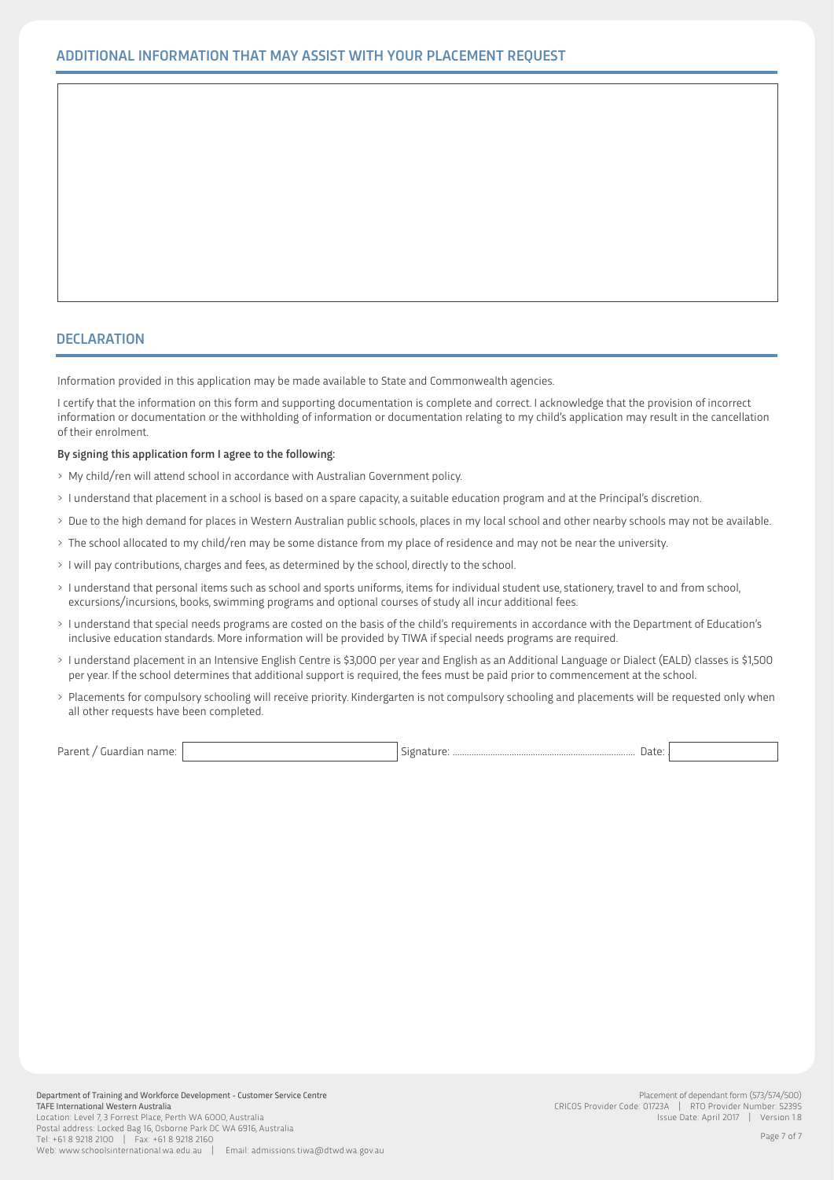## ADDITIONAL INFORMATION THAT MAY ASSIST WITH YOUR PLACEMENT REQUEST

## DECLARATION

Information provided in this application may be made available to State and Commonwealth agencies.

I certify that the information on this form and supporting documentation is complete and correct. I acknowledge that the provision of incorrect information or documentation or the withholding of information or documentation relating to my child's application may result in the cancellation of their enrolment.

**By signing this application form I agree to the following:**

> My child/ren will attend school in accordance with Australian Government policy.

> I understand that placement in a school is based on a spare capacity, a suitable education program and at the Principal's discretion.

> Due to the high demand for places in Western Australian public schools, places in my local school and other nearby schools may not be available.

> The school allocated to my child/ren may be some distance from my place of residence and may not be near the university.

> I will pay contributions, charges and fees, as determined by the school, directly to the school.

> I understand that personal items such as school and sports uniforms, items for individual student use, stationery, travel to and from school, excursions/incursions, books, swimming programs and optional courses of study all incur additional fees.

> I understand that special needs programs are costed on the basis of the child's requirements in accordance with the Department of Education's inclusive education standards. More information will be provided by TIWA if special needs programs are required.

> I understand placement in an Intensive English Centre is $3,000 per year and English as an Additional Language or Dialect (EALD) classes is $1,500 per year. If the school determines that additional support is required, the fees must be paid prior to commencement at the school.

> Placements for compulsory schooling will receive priority. Kindergarten is not compulsory schooling and placements will be requested only when all other requests have been completed.

Parent / Guardian name: ______________________ Signature: ............................................................ Date: ____________

**Department of Training and Workforce Development - Customer Service Centre**
**TAFE International Western Australia**
Location: Level 7, 3 Forrest Place, Perth WA 6000, Australia
Postal address: Locked Bag 16, Osborne Park DC WA 6916, Australia
Tel: +61 8 9218 2100 | Fax: +61 8 9218 2160
Web: www.schoolsinternational.wa.edu.au | Email: admissions.tiwa@dtwd.wa.gov.au

Placement of dependant form (573/574/500)
CRICOS Provider Code: 01723A | RTO Provider Number: 52395
Issue Date: April 2017 | Version 1.8